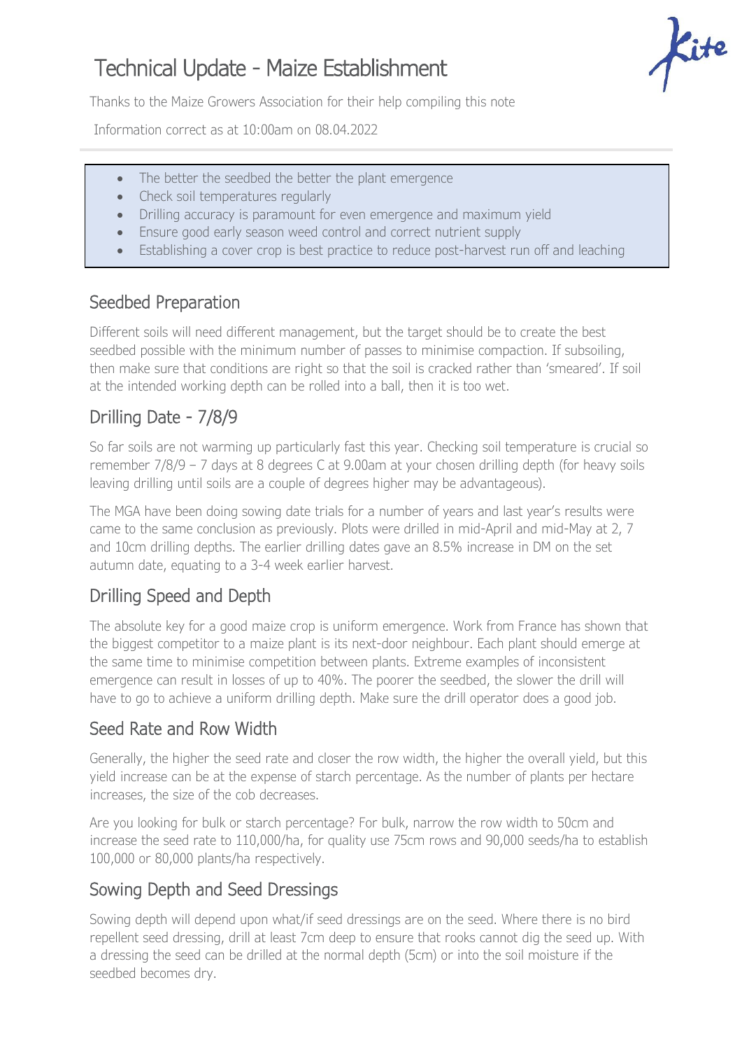# Technical Update - Maize Establishment

Thanks to the Maize Growers Association for their help compiling this note

Information correct as at 10:00am on 08.04.2022

- The better the seedbed the better the plant emergence
- Check soil temperatures regularly
- Drilling accuracy is paramount for even emergence and maximum yield
- Ensure good early season weed control and correct nutrient supply
- Establishing a cover crop is best practice to reduce post-harvest run off and leaching

## Seedbed Preparation

Different soils will need different management, but the target should be to create the best seedbed possible with the minimum number of passes to minimise compaction. If subsoiling, then make sure that conditions are right so that the soil is cracked rather than 'smeared'. If soil at the intended working depth can be rolled into a ball, then it is too wet.

## Drilling Date - 7/8/9

So far soils are not warming up particularly fast this year. Checking soil temperature is crucial so remember 7/8/9 – 7 days at 8 degrees C at 9.00am at your chosen drilling depth (for heavy soils leaving drilling until soils are a couple of degrees higher may be advantageous).

The MGA have been doing sowing date trials for a number of years and last year's results were came to the same conclusion as previously. Plots were drilled in mid-April and mid-May at 2, 7 and 10cm drilling depths. The earlier drilling dates gave an 8.5% increase in DM on the set autumn date, equating to a 3-4 week earlier harvest.

## Drilling Speed and Depth

The absolute key for a good maize crop is uniform emergence. Work from France has shown that the biggest competitor to a maize plant is its next-door neighbour. Each plant should emerge at the same time to minimise competition between plants. Extreme examples of inconsistent emergence can result in losses of up to 40%. The poorer the seedbed, the slower the drill will have to go to achieve a uniform drilling depth. Make sure the drill operator does a good job.

## Seed Rate and Row Width

Generally, the higher the seed rate and closer the row width, the higher the overall yield, but this yield increase can be at the expense of starch percentage. As the number of plants per hectare increases, the size of the cob decreases.

Are you looking for bulk or starch percentage? For bulk, narrow the row width to 50cm and increase the seed rate to 110,000/ha, for quality use 75cm rows and 90,000 seeds/ha to establish 100,000 or 80,000 plants/ha respectively.

## Sowing Depth and Seed Dressings

Sowing depth will depend upon what/if seed dressings are on the seed. Where there is no bird repellent seed dressing, drill at least 7cm deep to ensure that rooks cannot dig the seed up. With a dressing the seed can be drilled at the normal depth (5cm) or into the soil moisture if the seedbed becomes dry.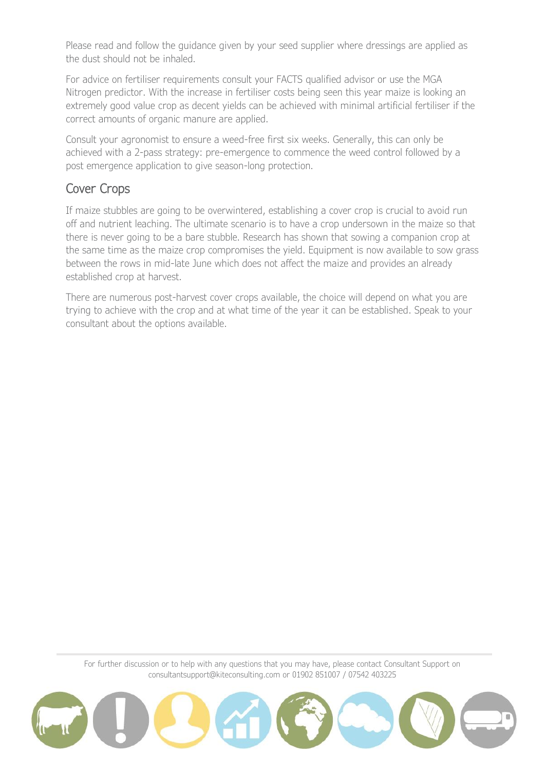Please read and follow the guidance given by your seed supplier where dressings are applied as the dust should not be inhaled.

For advice on fertiliser requirements consult your FACTS qualified advisor or use the MGA Nitrogen predictor. With the increase in fertiliser costs being seen this year maize is looking an extremely good value crop as decent yields can be achieved with minimal artificial fertiliser if the correct amounts of organic manure are applied.

Consult your agronomist to ensure a weed-free first six weeks. Generally, this can only be achieved with a 2-pass strategy: pre-emergence to commence the weed control followed by a post emergence application to give season-long protection.

## Cover Crops

If maize stubbles are going to be overwintered, establishing a cover crop is crucial to avoid run off and nutrient leaching. The ultimate scenario is to have a crop undersown in the maize so that there is never going to be a bare stubble. Research has shown that sowing a companion crop at the same time as the maize crop compromises the yield. Equipment is now available to sow grass between the rows in mid-late June which does not affect the maize and provides an already established crop at harvest.

There are numerous post-harvest cover crops available, the choice will depend on what you are trying to achieve with the crop and at what time of the year it can be established. Speak to your consultant about the options available.

For further discussion or to help with any questions that you may have, please contact Consultant Support on consultantsupport@kiteconsulting.com or 01902 851007 / 07542 403225